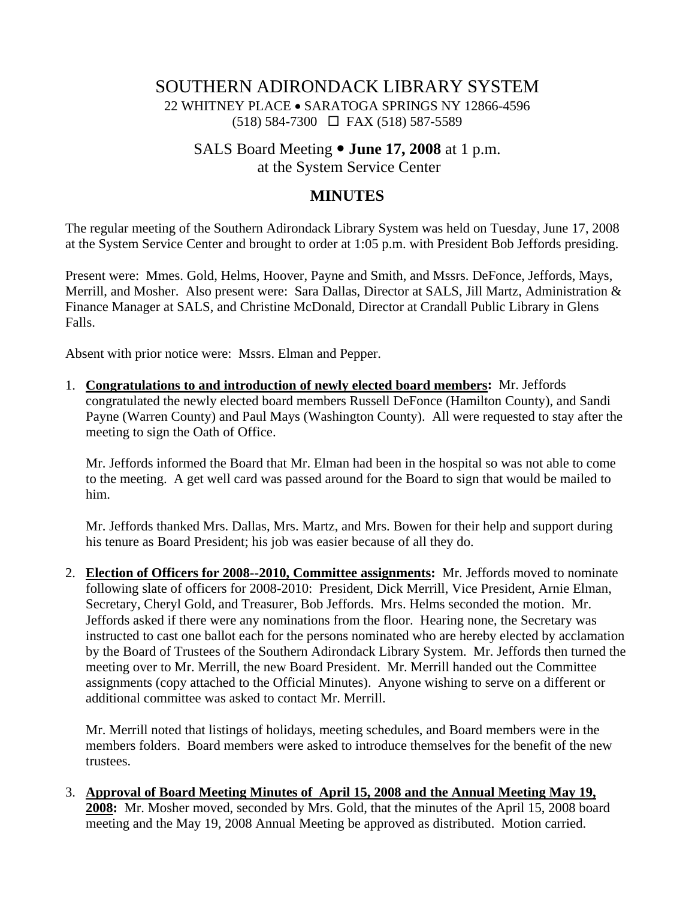# SOUTHERN ADIRONDACK LIBRARY SYSTEM

22 WHITNEY PLACE • SARATOGA SPRINGS NY 12866-4596
(518) 584-7300 ☐ FAX (518) 587-5589

## SALS Board Meeting • **June 17, 2008** at 1 p.m.
## at the System Service Center

## MINUTES

The regular meeting of the Southern Adirondack Library System was held on Tuesday, June 17, 2008 at the System Service Center and brought to order at 1:05 p.m. with President Bob Jeffords presiding.

Present were: Mmes. Gold, Helms, Hoover, Payne and Smith, and Mssrs. DeFonce, Jeffords, Mays, Merrill, and Mosher. Also present were: Sara Dallas, Director at SALS, Jill Martz, Administration & Finance Manager at SALS, and Christine McDonald, Director at Crandall Public Library in Glens Falls.

Absent with prior notice were: Mssrs. Elman and Pepper.

1. **Congratulations to and introduction of newly elected board members:** Mr. Jeffords congratulated the newly elected board members Russell DeFonce (Hamilton County), and Sandi Payne (Warren County) and Paul Mays (Washington County). All were requested to stay after the meeting to sign the Oath of Office.

   Mr. Jeffords informed the Board that Mr. Elman had been in the hospital so was not able to come to the meeting. A get well card was passed around for the Board to sign that would be mailed to him.

   Mr. Jeffords thanked Mrs. Dallas, Mrs. Martz, and Mrs. Bowen for their help and support during his tenure as Board President; his job was easier because of all they do.

2. **Election of Officers for 2008--2010, Committee assignments:** Mr. Jeffords moved to nominate following slate of officers for 2008-2010: President, Dick Merrill, Vice President, Arnie Elman, Secretary, Cheryl Gold, and Treasurer, Bob Jeffords. Mrs. Helms seconded the motion. Mr. Jeffords asked if there were any nominations from the floor. Hearing none, the Secretary was instructed to cast one ballot each for the persons nominated who are hereby elected by acclamation by the Board of Trustees of the Southern Adirondack Library System. Mr. Jeffords then turned the meeting over to Mr. Merrill, the new Board President. Mr. Merrill handed out the Committee assignments (copy attached to the Official Minutes). Anyone wishing to serve on a different or additional committee was asked to contact Mr. Merrill.

   Mr. Merrill noted that listings of holidays, meeting schedules, and Board members were in the members folders. Board members were asked to introduce themselves for the benefit of the new trustees.

3. **Approval of Board Meeting Minutes of April 15, 2008 and the Annual Meeting May 19, 2008:** Mr. Mosher moved, seconded by Mrs. Gold, that the minutes of the April 15, 2008 board meeting and the May 19, 2008 Annual Meeting be approved as distributed. Motion carried.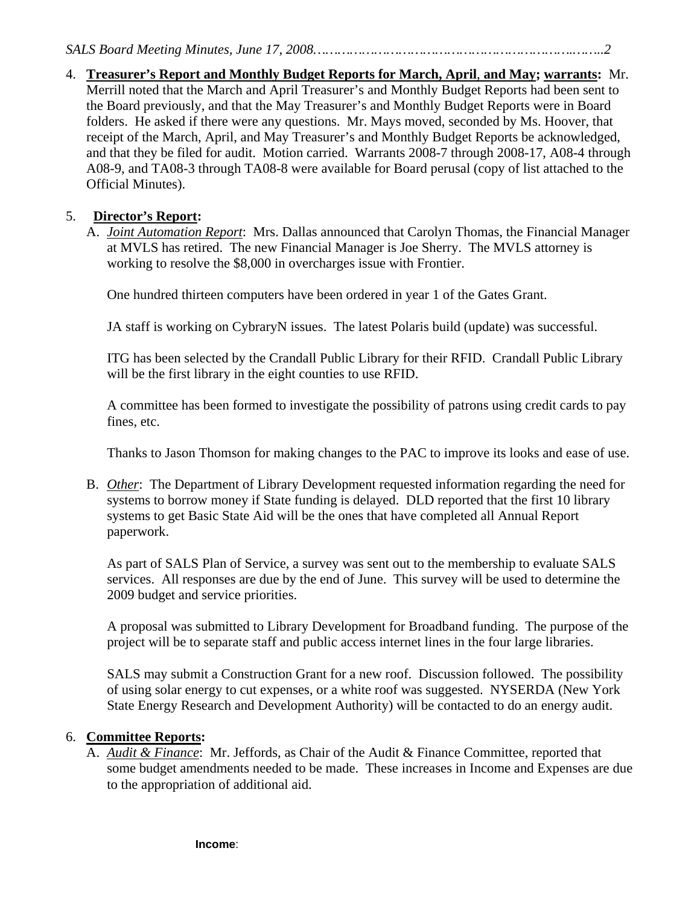4. **Treasurer's Report and Monthly Budget Reports for March, April, and May; warrants:** Mr. Merrill noted that the March and April Treasurer's and Monthly Budget Reports had been sent to the Board previously, and that the May Treasurer's and Monthly Budget Reports were in Board folders. He asked if there were any questions. Mr. Mays moved, seconded by Ms. Hoover, that receipt of the March, April, and May Treasurer's and Monthly Budget Reports be acknowledged, and that they be filed for audit. Motion carried. Warrants 2008-7 through 2008-17, A08-4 through A08-9, and TA08-3 through TA08-8 were available for Board perusal (copy of list attached to the Official Minutes).

5. **Director's Report:**

   A. *Joint Automation Report*: Mrs. Dallas announced that Carolyn Thomas, the Financial Manager at MVLS has retired. The new Financial Manager is Joe Sherry. The MVLS attorney is working to resolve the $8,000 in overcharges issue with Frontier.

   One hundred thirteen computers have been ordered in year 1 of the Gates Grant.

   JA staff is working on CybraryN issues. The latest Polaris build (update) was successful.

   ITG has been selected by the Crandall Public Library for their RFID. Crandall Public Library will be the first library in the eight counties to use RFID.

   A committee has been formed to investigate the possibility of patrons using credit cards to pay fines, etc.

   Thanks to Jason Thomson for making changes to the PAC to improve its looks and ease of use.

   B. *Other*: The Department of Library Development requested information regarding the need for systems to borrow money if State funding is delayed. DLD reported that the first 10 library systems to get Basic State Aid will be the ones that have completed all Annual Report paperwork.

   As part of SALS Plan of Service, a survey was sent out to the membership to evaluate SALS services. All responses are due by the end of June. This survey will be used to determine the 2009 budget and service priorities.

   A proposal was submitted to Library Development for Broadband funding. The purpose of the project will be to separate staff and public access internet lines in the four large libraries.

   SALS may submit a Construction Grant for a new roof. Discussion followed. The possibility of using solar energy to cut expenses, or a white roof was suggested. NYSERDA (New York State Energy Research and Development Authority) will be contacted to do an energy audit.

6. **Committee Reports:**

   A. *Audit & Finance*: Mr. Jeffords, as Chair of the Audit & Finance Committee, reported that some budget amendments needed to be made. These increases in Income and Expenses are due to the appropriation of additional aid.

**Income**: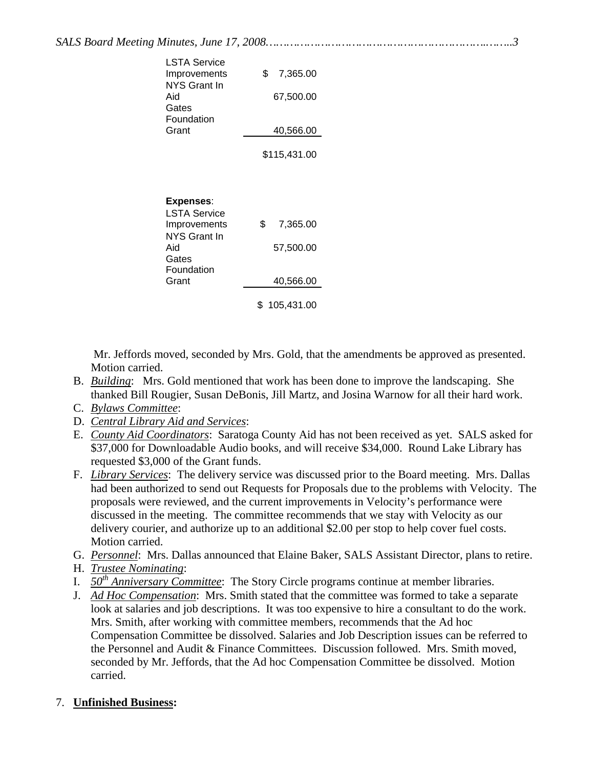| | |
|---|---|
| LSTA Service Improvements | $ 7,365.00 |
| NYS Grant In Aid | 67,500.00 |
| Gates Foundation Grant | 40,566.00 |
| | $115,431.00 |

**Expenses**:

| | |
|---|---|
| LSTA Service Improvements | $ 7,365.00 |
| NYS Grant In Aid | 57,500.00 |
| Gates Foundation Grant | 40,566.00 |
| | $ 105,431.00 |

Mr. Jeffords moved, seconded by Mrs. Gold, that the amendments be approved as presented. Motion carried.

B. *Building*: Mrs. Gold mentioned that work has been done to improve the landscaping. She thanked Bill Rougier, Susan DeBonis, Jill Martz, and Josina Warnow for all their hard work.

C. *Bylaws Committee*:

D. *Central Library Aid and Services*:

E. *County Aid Coordinators*: Saratoga County Aid has not been received as yet. SALS asked for $37,000 for Downloadable Audio books, and will receive $34,000. Round Lake Library has requested $3,000 of the Grant funds.

F. *Library Services*: The delivery service was discussed prior to the Board meeting. Mrs. Dallas had been authorized to send out Requests for Proposals due to the problems with Velocity. The proposals were reviewed, and the current improvements in Velocity's performance were discussed in the meeting. The committee recommends that we stay with Velocity as our delivery courier, and authorize up to an additional $2.00 per stop to help cover fuel costs. Motion carried.

G. *Personnel*: Mrs. Dallas announced that Elaine Baker, SALS Assistant Director, plans to retire.

H. *Trustee Nominating*:

I. *50th Anniversary Committee*: The Story Circle programs continue at member libraries.

J. *Ad Hoc Compensation*: Mrs. Smith stated that the committee was formed to take a separate look at salaries and job descriptions. It was too expensive to hire a consultant to do the work. Mrs. Smith, after working with committee members, recommends that the Ad hoc Compensation Committee be dissolved. Salaries and Job Description issues can be referred to the Personnel and Audit & Finance Committees. Discussion followed. Mrs. Smith moved, seconded by Mr. Jeffords, that the Ad hoc Compensation Committee be dissolved. Motion carried.

7. **Unfinished Business:**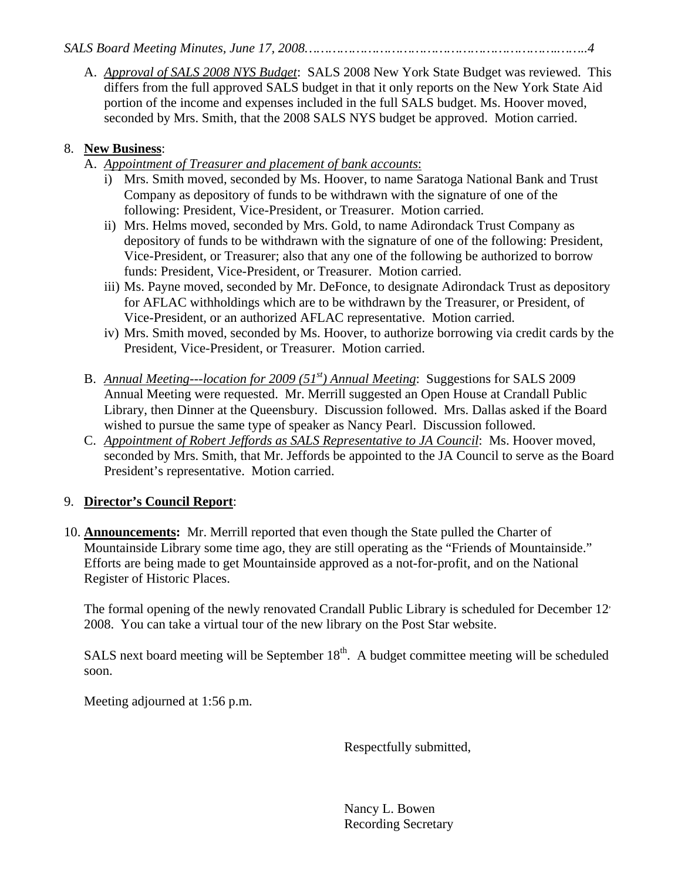A. *Approval of SALS 2008 NYS Budget*: SALS 2008 New York State Budget was reviewed. This differs from the full approved SALS budget in that it only reports on the New York State Aid portion of the income and expenses included in the full SALS budget. Ms. Hoover moved, seconded by Mrs. Smith, that the 2008 SALS NYS budget be approved. Motion carried.

8. **New Business**:

   A. *Appointment of Treasurer and placement of bank accounts*:

      i) Mrs. Smith moved, seconded by Ms. Hoover, to name Saratoga National Bank and Trust Company as depository of funds to be withdrawn with the signature of one of the following: President, Vice-President, or Treasurer. Motion carried.

      ii) Mrs. Helms moved, seconded by Mrs. Gold, to name Adirondack Trust Company as depository of funds to be withdrawn with the signature of one of the following: President, Vice-President, or Treasurer; also that any one of the following be authorized to borrow funds: President, Vice-President, or Treasurer. Motion carried.

      iii) Ms. Payne moved, seconded by Mr. DeFonce, to designate Adirondack Trust as depository for AFLAC withholdings which are to be withdrawn by the Treasurer, or President, of Vice-President, or an authorized AFLAC representative. Motion carried.

      iv) Mrs. Smith moved, seconded by Ms. Hoover, to authorize borrowing via credit cards by the President, Vice-President, or Treasurer. Motion carried.

   B. *Annual Meeting---location for 2009 (51st) Annual Meeting*: Suggestions for SALS 2009 Annual Meeting were requested. Mr. Merrill suggested an Open House at Crandall Public Library, then Dinner at the Queensbury. Discussion followed. Mrs. Dallas asked if the Board wished to pursue the same type of speaker as Nancy Pearl. Discussion followed.

   C. *Appointment of Robert Jeffords as SALS Representative to JA Council*: Ms. Hoover moved, seconded by Mrs. Smith, that Mr. Jeffords be appointed to the JA Council to serve as the Board President's representative. Motion carried.

9. **Director's Council Report**:

10. **Announcements:** Mr. Merrill reported that even though the State pulled the Charter of Mountainside Library some time ago, they are still operating as the "Friends of Mountainside." Efforts are being made to get Mountainside approved as a not-for-profit, and on the National Register of Historic Places.

    The formal opening of the newly renovated Crandall Public Library is scheduled for December 12, 2008. You can take a virtual tour of the new library on the Post Star website.

    SALS next board meeting will be September 18th. A budget committee meeting will be scheduled soon.

    Meeting adjourned at 1:56 p.m.

Respectfully submitted,

Nancy L. Bowen
Recording Secretary